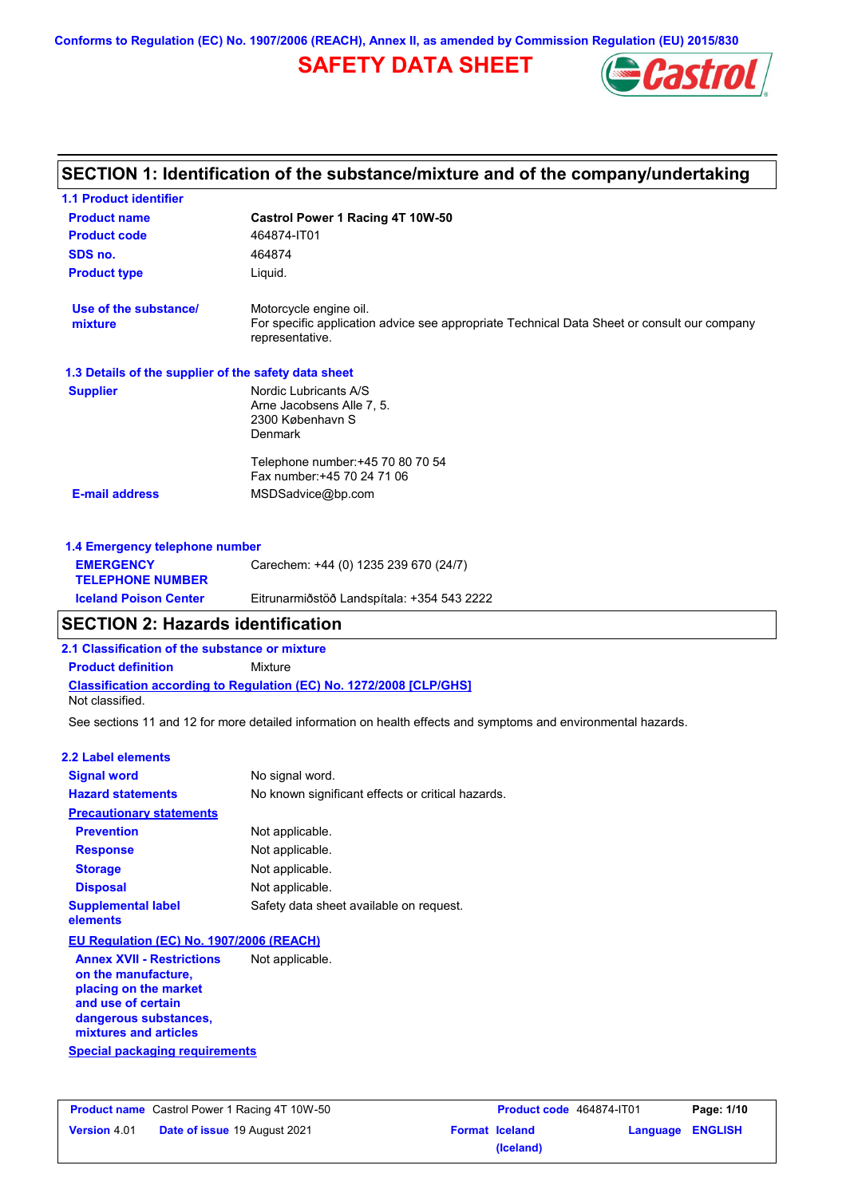Conforms to Regulation (EC) No. 1907/2006 (REACH), Annex II, as amended by Commission Regulation (EU) 2015/830

# SAFETY DATA SHEET

## SECTION 1: Identification of the substance/mixture and of the company/undertaking

### 1.1 Product identifier

| | |
|---|---|
| **Product name** | **Castrol Power 1 Racing 4T 10W-50** |
| **Product code** | 464874-IT01 |
| **SDS no.** | 464874 |
| **Product type** | Liquid. |
| **Use of the substance/ mixture** | Motorcycle engine oil. For specific application advice see appropriate Technical Data Sheet or consult our company representative. |

### 1.3 Details of the supplier of the safety data sheet

| | |
|---|---|
| **Supplier** | Nordic Lubricants A/S<br>Arne Jacobsens Alle 7, 5.<br>2300 København S<br>Denmark<br><br>Telephone number:+45 70 80 70 54<br>Fax number:+45 70 24 71 06 |
| **E-mail address** | MSDSadvice@bp.com |

### 1.4 Emergency telephone number

| | |
|---|---|
| **EMERGENCY TELEPHONE NUMBER** | Carechem: +44 (0) 1235 239 670 (24/7) |
| **Iceland Poison Center** | Eitrunarmiðstöð Landspítala: +354 543 2222 |

## SECTION 2: Hazards identification

### 2.1 Classification of the substance or mixture

**Product definition** Mixture

**Classification according to Regulation (EC) No. 1272/2008 [CLP/GHS]**

Not classified.

See sections 11 and 12 for more detailed information on health effects and symptoms and environmental hazards.

### 2.2 Label elements

| | |
|---|---|
| **Signal word** | No signal word. |
| **Hazard statements** | No known significant effects or critical hazards. |
| **Precautionary statements** | |
| **Prevention** | Not applicable. |
| **Response** | Not applicable. |
| **Storage** | Not applicable. |
| **Disposal** | Not applicable. |
| **Supplemental label elements** | Safety data sheet available on request. |

**EU Regulation (EC) No. 1907/2006 (REACH)**

| | |
|---|---|
| **Annex XVII - Restrictions on the manufacture, placing on the market and use of certain dangerous substances, mixtures and articles** | Not applicable. |

**Special packaging requirements**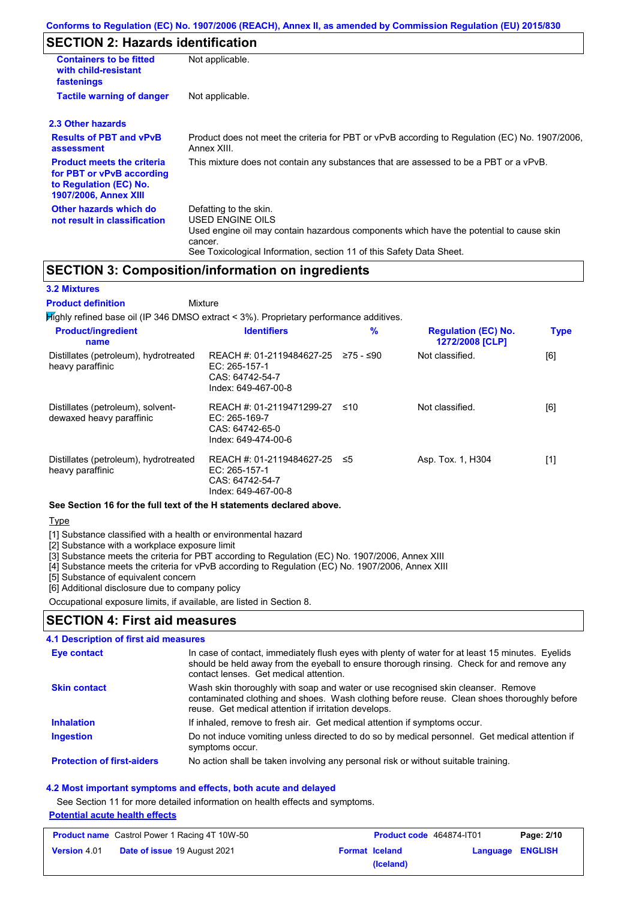## SECTION 2: Hazards identification

| | |
|---|---|
| **Containers to be fitted with child-resistant fastenings** | Not applicable. |
| **Tactile warning of danger** | Not applicable. |

### 2.3 Other hazards

| | |
|---|---|
| **Results of PBT and vPvB assessment** | Product does not meet the criteria for PBT or vPvB according to Regulation (EC) No. 1907/2006, Annex XIII. |
| **Product meets the criteria for PBT or vPvB according to Regulation (EC) No. 1907/2006, Annex XIII** | This mixture does not contain any substances that are assessed to be a PBT or a vPvB. |
| **Other hazards which do not result in classification** | Defatting to the skin.<br>USED ENGINE OILS<br>Used engine oil may contain hazardous components which have the potential to cause skin cancer.<br>See Toxicological Information, section 11 of this Safety Data Sheet. |

## SECTION 3: Composition/information on ingredients

### 3.2 Mixtures

**Product definition** Mixture

Highly refined base oil (IP 346 DMSO extract < 3%). Proprietary performance additives.

| Product/ingredient name | Identifiers | % | Regulation (EC) No. 1272/2008 [CLP] | Type |
|---|---|---|---|---|
| Distillates (petroleum), hydrotreated heavy paraffinic | REACH #: 01-2119484627-25<br>EC: 265-157-1<br>CAS: 64742-54-7<br>Index: 649-467-00-8 | ≥75 - ≤90 | Not classified. | [6] |
| Distillates (petroleum), solvent-dewaxed heavy paraffinic | REACH #: 01-2119471299-27<br>EC: 265-169-7<br>CAS: 64742-65-0<br>Index: 649-474-00-6 | ≤10 | Not classified. | [6] |
| Distillates (petroleum), hydrotreated heavy paraffinic | REACH #: 01-2119484627-25<br>EC: 265-157-1<br>CAS: 64742-54-7<br>Index: 649-467-00-8 | ≤5 | Asp. Tox. 1, H304 | [1] |

**See Section 16 for the full text of the H statements declared above.**

Type

[1] Substance classified with a health or environmental hazard
[2] Substance with a workplace exposure limit
[3] Substance meets the criteria for PBT according to Regulation (EC) No. 1907/2006, Annex XIII
[4] Substance meets the criteria for vPvB according to Regulation (EC) No. 1907/2006, Annex XIII
[5] Substance of equivalent concern
[6] Additional disclosure due to company policy

Occupational exposure limits, if available, are listed in Section 8.

## SECTION 4: First aid measures

### 4.1 Description of first aid measures

| | |
|---|---|
| **Eye contact** | In case of contact, immediately flush eyes with plenty of water for at least 15 minutes. Eyelids should be held away from the eyeball to ensure thorough rinsing. Check for and remove any contact lenses. Get medical attention. |
| **Skin contact** | Wash skin thoroughly with soap and water or use recognised skin cleanser. Remove contaminated clothing and shoes. Wash clothing before reuse. Clean shoes thoroughly before reuse. Get medical attention if irritation develops. |
| **Inhalation** | If inhaled, remove to fresh air. Get medical attention if symptoms occur. |
| **Ingestion** | Do not induce vomiting unless directed to do so by medical personnel. Get medical attention if symptoms occur. |
| **Protection of first-aiders** | No action shall be taken involving any personal risk or without suitable training. |

### 4.2 Most important symptoms and effects, both acute and delayed

See Section 11 for more detailed information on health effects and symptoms.

**Potential acute health effects**

| | | | |
|---|---|---|---|
| **Product name** Castrol Power 1 Racing 4T 10W-50 | | **Product code** 464874-IT01 | |
| **Version** 4.01 | **Date of issue** 19 August 2021 | **Format** Iceland (Iceland) | **Language** ENGLISH |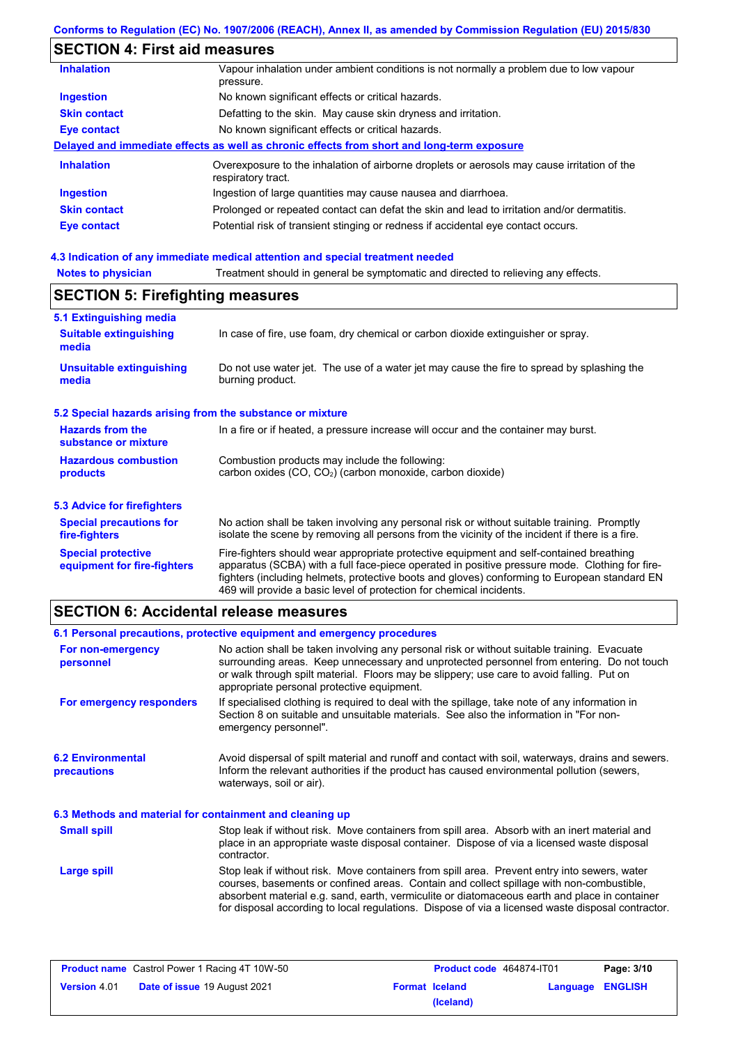## SECTION 4: First aid measures

| | |
|---|---|
| **Inhalation** | Vapour inhalation under ambient conditions is not normally a problem due to low vapour pressure. |
| **Ingestion** | No known significant effects or critical hazards. |
| **Skin contact** | Defatting to the skin. May cause skin dryness and irritation. |
| **Eye contact** | No known significant effects or critical hazards. |

**Delayed and immediate effects as well as chronic effects from short and long-term exposure**

| | |
|---|---|
| **Inhalation** | Overexposure to the inhalation of airborne droplets or aerosols may cause irritation of the respiratory tract. |
| **Ingestion** | Ingestion of large quantities may cause nausea and diarrhoea. |
| **Skin contact** | Prolonged or repeated contact can defat the skin and lead to irritation and/or dermatitis. |
| **Eye contact** | Potential risk of transient stinging or redness if accidental eye contact occurs. |

### 4.3 Indication of any immediate medical attention and special treatment needed

| | |
|---|---|
| **Notes to physician** | Treatment should in general be symptomatic and directed to relieving any effects. |

## SECTION 5: Firefighting measures

### 5.1 Extinguishing media

| | |
|---|---|
| **Suitable extinguishing media** | In case of fire, use foam, dry chemical or carbon dioxide extinguisher or spray. |
| **Unsuitable extinguishing media** | Do not use water jet. The use of a water jet may cause the fire to spread by splashing the burning product. |

### 5.2 Special hazards arising from the substance or mixture

| | |
|---|---|
| **Hazards from the substance or mixture** | In a fire or if heated, a pressure increase will occur and the container may burst. |
| **Hazardous combustion products** | Combustion products may include the following: carbon oxides (CO, $CO_2$) (carbon monoxide, carbon dioxide) |

### 5.3 Advice for firefighters

| | |
|---|---|
| **Special precautions for fire-fighters** | No action shall be taken involving any personal risk or without suitable training. Promptly isolate the scene by removing all persons from the vicinity of the incident if there is a fire. |
| **Special protective equipment for fire-fighters** | Fire-fighters should wear appropriate protective equipment and self-contained breathing apparatus (SCBA) with a full face-piece operated in positive pressure mode. Clothing for fire-fighters (including helmets, protective boots and gloves) conforming to European standard EN 469 will provide a basic level of protection for chemical incidents. |

## SECTION 6: Accidental release measures

### 6.1 Personal precautions, protective equipment and emergency procedures

| | |
|---|---|
| **For non-emergency personnel** | No action shall be taken involving any personal risk or without suitable training. Evacuate surrounding areas. Keep unnecessary and unprotected personnel from entering. Do not touch or walk through spilt material. Floors may be slippery; use care to avoid falling. Put on appropriate personal protective equipment. |
| **For emergency responders** | If specialised clothing is required to deal with the spillage, take note of any information in Section 8 on suitable and unsuitable materials. See also the information in "For non-emergency personnel". |

| | |
|---|---|
| **6.2 Environmental precautions** | Avoid dispersal of spilt material and runoff and contact with soil, waterways, drains and sewers. Inform the relevant authorities if the product has caused environmental pollution (sewers, waterways, soil or air). |

### 6.3 Methods and material for containment and cleaning up

| | |
|---|---|
| **Small spill** | Stop leak if without risk. Move containers from spill area. Absorb with an inert material and place in an appropriate waste disposal container. Dispose of via a licensed waste disposal contractor. |
| **Large spill** | Stop leak if without risk. Move containers from spill area. Prevent entry into sewers, water courses, basements or confined areas. Contain and collect spillage with non-combustible, absorbent material e.g. sand, earth, vermiculite or diatomaceous earth and place in container for disposal according to local regulations. Dispose of via a licensed waste disposal contractor. |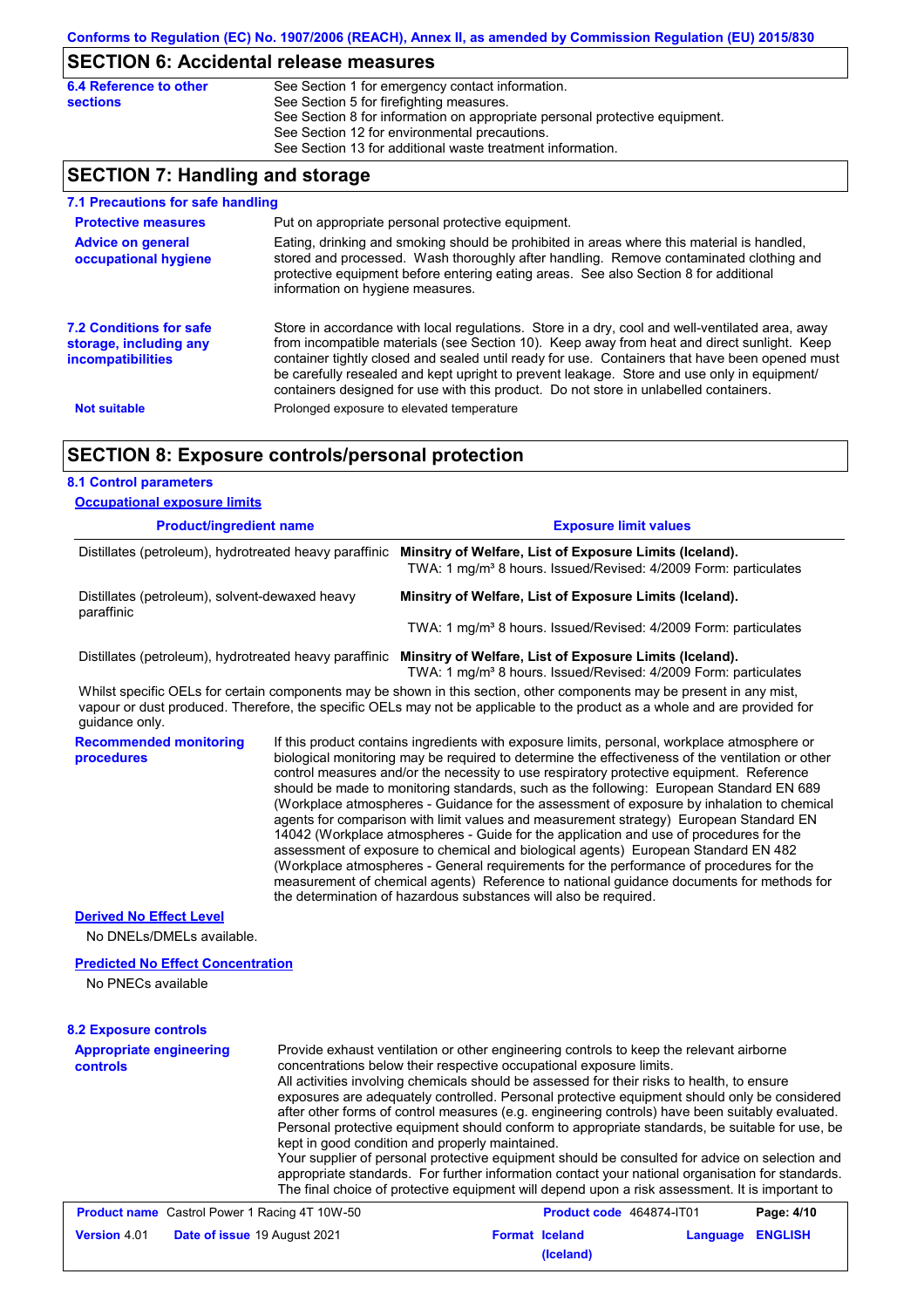## SECTION 6: Accidental release measures

**6.4 Reference to other sections**

See Section 1 for emergency contact information.
See Section 5 for firefighting measures.
See Section 8 for information on appropriate personal protective equipment.
See Section 12 for environmental precautions.
See Section 13 for additional waste treatment information.

## SECTION 7: Handling and storage

### 7.1 Precautions for safe handling

**Protective measures**

Put on appropriate personal protective equipment.

**Advice on general occupational hygiene**

Eating, drinking and smoking should be prohibited in areas where this material is handled, stored and processed. Wash thoroughly after handling. Remove contaminated clothing and protective equipment before entering eating areas. See also Section 8 for additional information on hygiene measures.

**7.2 Conditions for safe storage, including any incompatibilities**

Store in accordance with local regulations. Store in a dry, cool and well-ventilated area, away from incompatible materials (see Section 10). Keep away from heat and direct sunlight. Keep container tightly closed and sealed until ready for use. Containers that have been opened must be carefully resealed and kept upright to prevent leakage. Store and use only in equipment/ containers designed for use with this product. Do not store in unlabelled containers.

**Not suitable**

Prolonged exposure to elevated temperature

## SECTION 8: Exposure controls/personal protection

### 8.1 Control parameters

**Occupational exposure limits**

| Product/ingredient name | Exposure limit values |
|---|---|
| Distillates (petroleum), hydrotreated heavy paraffinic | **Minsitry of Welfare, List of Exposure Limits (Iceland).** TWA: 1 mg/m³ 8 hours. Issued/Revised: 4/2009 Form: particulates |
| Distillates (petroleum), solvent-dewaxed heavy paraffinic | **Minsitry of Welfare, List of Exposure Limits (Iceland).** TWA: 1 mg/m³ 8 hours. Issued/Revised: 4/2009 Form: particulates |
| Distillates (petroleum), hydrotreated heavy paraffinic | **Minsitry of Welfare, List of Exposure Limits (Iceland).** TWA: 1 mg/m³ 8 hours. Issued/Revised: 4/2009 Form: particulates |

Whilst specific OELs for certain components may be shown in this section, other components may be present in any mist, vapour or dust produced. Therefore, the specific OELs may not be applicable to the product as a whole and are provided for guidance only.

**Recommended monitoring procedures**

If this product contains ingredients with exposure limits, personal, workplace atmosphere or biological monitoring may be required to determine the effectiveness of the ventilation or other control measures and/or the necessity to use respiratory protective equipment. Reference should be made to monitoring standards, such as the following: European Standard EN 689 (Workplace atmospheres - Guidance for the assessment of exposure by inhalation to chemical agents for comparison with limit values and measurement strategy) European Standard EN 14042 (Workplace atmospheres - Guide for the application and use of procedures for the assessment of exposure to chemical and biological agents) European Standard EN 482 (Workplace atmospheres - General requirements for the performance of procedures for the measurement of chemical agents) Reference to national guidance documents for methods for the determination of hazardous substances will also be required.

**Derived No Effect Level**

No DNELs/DMELs available.

**Predicted No Effect Concentration**

No PNECs available

### 8.2 Exposure controls

**Appropriate engineering controls**

Provide exhaust ventilation or other engineering controls to keep the relevant airborne concentrations below their respective occupational exposure limits.
All activities involving chemicals should be assessed for their risks to health, to ensure exposures are adequately controlled. Personal protective equipment should only be considered after other forms of control measures (e.g. engineering controls) have been suitably evaluated. Personal protective equipment should conform to appropriate standards, be suitable for use, be kept in good condition and properly maintained.
Your supplier of personal protective equipment should be consulted for advice on selection and appropriate standards. For further information contact your national organisation for standards. The final choice of protective equipment will depend upon a risk assessment. It is important to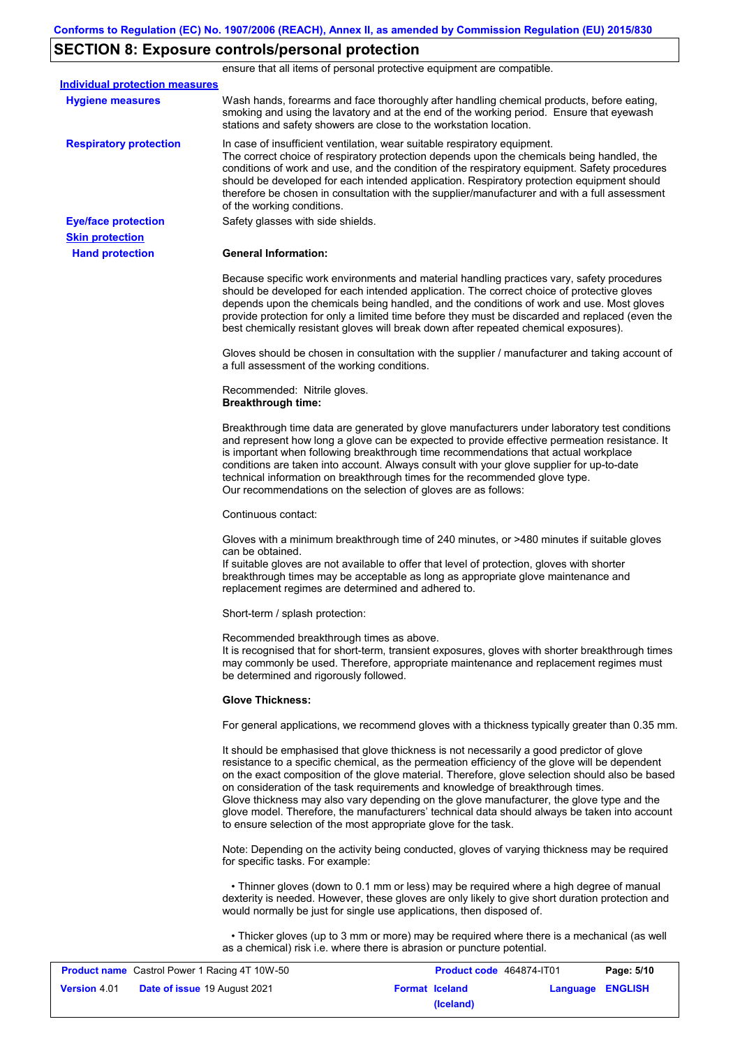## SECTION 8: Exposure controls/personal protection

ensure that all items of personal protective equipment are compatible.

**Individual protection measures**

**Hygiene measures**

Wash hands, forearms and face thoroughly after handling chemical products, before eating, smoking and using the lavatory and at the end of the working period. Ensure that eyewash stations and safety showers are close to the workstation location.

**Respiratory protection**

In case of insufficient ventilation, wear suitable respiratory equipment.
The correct choice of respiratory protection depends upon the chemicals being handled, the conditions of work and use, and the condition of the respiratory equipment. Safety procedures should be developed for each intended application. Respiratory protection equipment should therefore be chosen in consultation with the supplier/manufacturer and with a full assessment of the working conditions.

**Eye/face protection**

Safety glasses with side shields.

**Skin protection**

**Hand protection**

**General Information:**

Because specific work environments and material handling practices vary, safety procedures should be developed for each intended application. The correct choice of protective gloves depends upon the chemicals being handled, and the conditions of work and use. Most gloves provide protection for only a limited time before they must be discarded and replaced (even the best chemically resistant gloves will break down after repeated chemical exposures).

Gloves should be chosen in consultation with the supplier / manufacturer and taking account of a full assessment of the working conditions.

Recommended: Nitrile gloves.
**Breakthrough time:**

Breakthrough time data are generated by glove manufacturers under laboratory test conditions and represent how long a glove can be expected to provide effective permeation resistance. It is important when following breakthrough time recommendations that actual workplace conditions are taken into account. Always consult with your glove supplier for up-to-date technical information on breakthrough times for the recommended glove type.
Our recommendations on the selection of gloves are as follows:

Continuous contact:

Gloves with a minimum breakthrough time of 240 minutes, or >480 minutes if suitable gloves can be obtained.
If suitable gloves are not available to offer that level of protection, gloves with shorter breakthrough times may be acceptable as long as appropriate glove maintenance and replacement regimes are determined and adhered to.

Short-term / splash protection:

Recommended breakthrough times as above.
It is recognised that for short-term, transient exposures, gloves with shorter breakthrough times may commonly be used. Therefore, appropriate maintenance and replacement regimes must be determined and rigorously followed.

**Glove Thickness:**

For general applications, we recommend gloves with a thickness typically greater than 0.35 mm.

It should be emphasised that glove thickness is not necessarily a good predictor of glove resistance to a specific chemical, as the permeation efficiency of the glove will be dependent on the exact composition of the glove material. Therefore, glove selection should also be based on consideration of the task requirements and knowledge of breakthrough times.
Glove thickness may also vary depending on the glove manufacturer, the glove type and the glove model. Therefore, the manufacturers' technical data should always be taken into account to ensure selection of the most appropriate glove for the task.

Note: Depending on the activity being conducted, gloves of varying thickness may be required for specific tasks. For example:

- Thinner gloves (down to 0.1 mm or less) may be required where a high degree of manual dexterity is needed. However, these gloves are only likely to give short duration protection and would normally be just for single use applications, then disposed of.

- Thicker gloves (up to 3 mm or more) may be required where there is a mechanical (as well as a chemical) risk i.e. where there is abrasion or puncture potential.

| **Product name** Castrol Power 1 Racing 4T 10W-50 | **Product code** 464874-IT01 | **Page:** 5/10 |
|---|---|---|
| **Version** 4.01 **Date of issue** 19 August 2021 | **Format** Iceland (Iceland) | **Language** ENGLISH |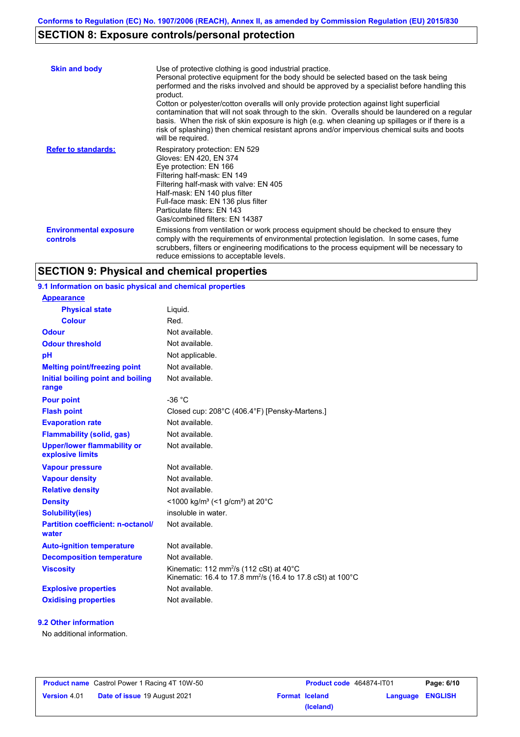## SECTION 8: Exposure controls/personal protection

| | |
|---|---|
| **Skin and body** | Use of protective clothing is good industrial practice. Personal protective equipment for the body should be selected based on the task being performed and the risks involved and should be approved by a specialist before handling this product. Cotton or polyester/cotton overalls will only provide protection against light superficial contamination that will not soak through to the skin. Overalls should be laundered on a regular basis. When the risk of skin exposure is high (e.g. when cleaning up spillages or if there is a risk of splashing) then chemical resistant aprons and/or impervious chemical suits and boots will be required. |
| **Refer to standards:** | Respiratory protection: EN 529<br>Gloves: EN 420, EN 374<br>Eye protection: EN 166<br>Filtering half-mask: EN 149<br>Filtering half-mask with valve: EN 405<br>Half-mask: EN 140 plus filter<br>Full-face mask: EN 136 plus filter<br>Particulate filters: EN 143<br>Gas/combined filters: EN 14387 |
| **Environmental exposure controls** | Emissions from ventilation or work process equipment should be checked to ensure they comply with the requirements of environmental protection legislation. In some cases, fume scrubbers, filters or engineering modifications to the process equipment will be necessary to reduce emissions to acceptable levels. |

## SECTION 9: Physical and chemical properties

### 9.1 Information on basic physical and chemical properties

| | |
|---|---|
| **Appearance** | |
| **Physical state** | Liquid. |
| **Colour** | Red. |
| **Odour** | Not available. |
| **Odour threshold** | Not available. |
| **pH** | Not applicable. |
| **Melting point/freezing point** | Not available. |
| **Initial boiling point and boiling range** | Not available. |
| **Pour point** | -36 °C |
| **Flash point** | Closed cup: 208°C (406.4°F) [Pensky-Martens.] |
| **Evaporation rate** | Not available. |
| **Flammability (solid, gas)** | Not available. |
| **Upper/lower flammability or explosive limits** | Not available. |
| **Vapour pressure** | Not available. |
| **Vapour density** | Not available. |
| **Relative density** | Not available. |
| **Density** | <1000 kg/m³ (<1 g/cm³) at 20°C |
| **Solubility(ies)** | insoluble in water. |
| **Partition coefficient: n-octanol/water** | Not available. |
| **Auto-ignition temperature** | Not available. |
| **Decomposition temperature** | Not available. |
| **Viscosity** | Kinematic: 112 mm²/s (112 cSt) at 40°C<br>Kinematic: 16.4 to 17.8 mm²/s (16.4 to 17.8 cSt) at 100°C |
| **Explosive properties** | Not available. |
| **Oxidising properties** | Not available. |

### 9.2 Other information

No additional information.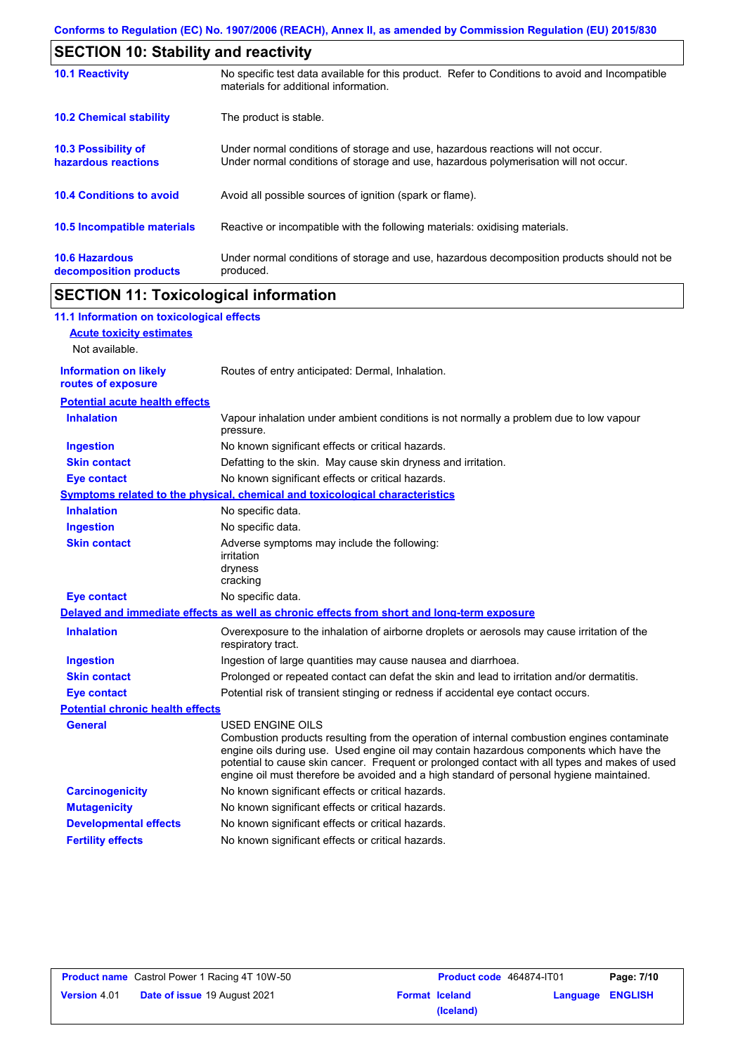## SECTION 10: Stability and reactivity

| | |
|---|---|
| **10.1 Reactivity** | No specific test data available for this product. Refer to Conditions to avoid and Incompatible materials for additional information. |
| **10.2 Chemical stability** | The product is stable. |
| **10.3 Possibility of hazardous reactions** | Under normal conditions of storage and use, hazardous reactions will not occur. Under normal conditions of storage and use, hazardous polymerisation will not occur. |
| **10.4 Conditions to avoid** | Avoid all possible sources of ignition (spark or flame). |
| **10.5 Incompatible materials** | Reactive or incompatible with the following materials: oxidising materials. |
| **10.6 Hazardous decomposition products** | Under normal conditions of storage and use, hazardous decomposition products should not be produced. |

## SECTION 11: Toxicological information

### 11.1 Information on toxicological effects

**Acute toxicity estimates**

Not available.

**Information on likely routes of exposure**: Routes of entry anticipated: Dermal, Inhalation.

**Potential acute health effects**

| | |
|---|---|
| **Inhalation** | Vapour inhalation under ambient conditions is not normally a problem due to low vapour pressure. |
| **Ingestion** | No known significant effects or critical hazards. |
| **Skin contact** | Defatting to the skin. May cause skin dryness and irritation. |
| **Eye contact** | No known significant effects or critical hazards. |

**Symptoms related to the physical, chemical and toxicological characteristics**

| | |
|---|---|
| **Inhalation** | No specific data. |
| **Ingestion** | No specific data. |
| **Skin contact** | Adverse symptoms may include the following: irritation dryness cracking |
| **Eye contact** | No specific data. |

**Delayed and immediate effects as well as chronic effects from short and long-term exposure**

| | |
|---|---|
| **Inhalation** | Overexposure to the inhalation of airborne droplets or aerosols may cause irritation of the respiratory tract. |
| **Ingestion** | Ingestion of large quantities may cause nausea and diarrhoea. |
| **Skin contact** | Prolonged or repeated contact can defat the skin and lead to irritation and/or dermatitis. |
| **Eye contact** | Potential risk of transient stinging or redness if accidental eye contact occurs. |

**Potential chronic health effects**

| | |
|---|---|
| **General** | USED ENGINE OILS<br>Combustion products resulting from the operation of internal combustion engines contaminate engine oils during use. Used engine oil may contain hazardous components which have the potential to cause skin cancer. Frequent or prolonged contact with all types and makes of used engine oil must therefore be avoided and a high standard of personal hygiene maintained. |
| **Carcinogenicity** | No known significant effects or critical hazards. |
| **Mutagenicity** | No known significant effects or critical hazards. |
| **Developmental effects** | No known significant effects or critical hazards. |
| **Fertility effects** | No known significant effects or critical hazards. |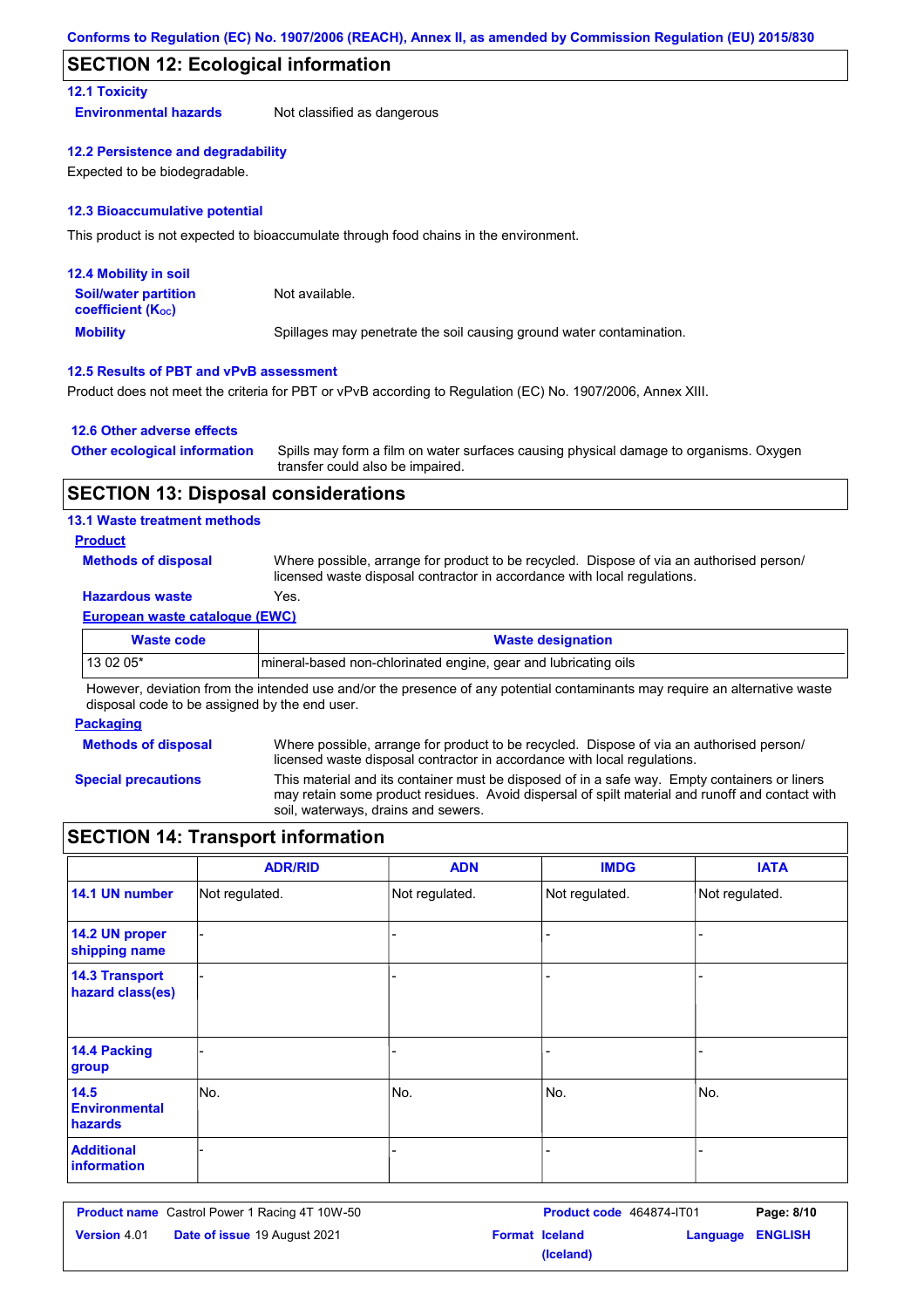Conforms to Regulation (EC) No. 1907/2006 (REACH), Annex II, as amended by Commission Regulation (EU) 2015/830

## SECTION 12: Ecological information

### 12.1 Toxicity

**Environmental hazards** Not classified as dangerous

### 12.2 Persistence and degradability

Expected to be biodegradable.

### 12.3 Bioaccumulative potential

This product is not expected to bioaccumulate through food chains in the environment.

### 12.4 Mobility in soil

**Soil/water partition coefficient ($K_{OC}$)** Not available.

**Mobility** Spillages may penetrate the soil causing ground water contamination.

### 12.5 Results of PBT and vPvB assessment

Product does not meet the criteria for PBT or vPvB according to Regulation (EC) No. 1907/2006, Annex XIII.

### 12.6 Other adverse effects

**Other ecological information** Spills may form a film on water surfaces causing physical damage to organisms. Oxygen transfer could also be impaired.

## SECTION 13: Disposal considerations

### 13.1 Waste treatment methods

**Product**

**Methods of disposal** Where possible, arrange for product to be recycled. Dispose of via an authorised person/ licensed waste disposal contractor in accordance with local regulations.

**Hazardous waste** Yes.

**European waste catalogue (EWC)**

| Waste code | Waste designation |
| --- | --- |
| 13 02 05* | mineral-based non-chlorinated engine, gear and lubricating oils |

However, deviation from the intended use and/or the presence of any potential contaminants may require an alternative waste disposal code to be assigned by the end user.

**Packaging**

**Methods of disposal** Where possible, arrange for product to be recycled. Dispose of via an authorised person/ licensed waste disposal contractor in accordance with local regulations.

**Special precautions** This material and its container must be disposed of in a safe way. Empty containers or liners may retain some product residues. Avoid dispersal of spilt material and runoff and contact with soil, waterways, drains and sewers.

## SECTION 14: Transport information

| | ADR/RID | ADN | IMDG | IATA |
| --- | --- | --- | --- | --- |
| 14.1 UN number | Not regulated. | Not regulated. | Not regulated. | Not regulated. |
| 14.2 UN proper shipping name | - | - | - | - |
| 14.3 Transport hazard class(es) | - | - | - | - |
| 14.4 Packing group | - | - | - | - |
| 14.5 Environmental hazards | No. | No. | No. | No. |
| Additional information | - | - | - | - |

| | | | |
| --- | --- | --- | --- |
| **Product name** Castrol Power 1 Racing 4T 10W-50 | | **Product code** 464874-IT01 | **Page: 8/10** |
| **Version** 4.01 | **Date of issue** 19 August 2021 | **Format** Iceland (Iceland) | **Language** ENGLISH |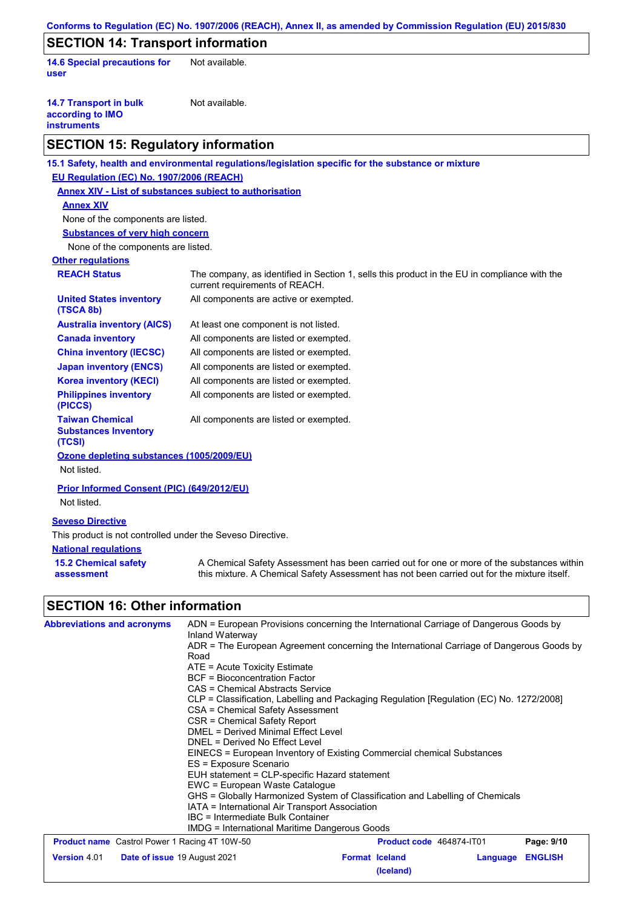## SECTION 14: Transport information

**14.6 Special precautions for user**: Not available.

**14.7 Transport in bulk according to IMO instruments**: Not available.

## SECTION 15: Regulatory information

**15.1 Safety, health and environmental regulations/legislation specific for the substance or mixture**

**EU Regulation (EC) No. 1907/2006 (REACH)**

**Annex XIV - List of substances subject to authorisation**

**Annex XIV**

None of the components are listed.

**Substances of very high concern**

None of the components are listed.

**Other regulations**

| | |
|---|---|
| **REACH Status** | The company, as identified in Section 1, sells this product in the EU in compliance with the current requirements of REACH. |
| **United States inventory (TSCA 8b)** | All components are active or exempted. |
| **Australia inventory (AICS)** | At least one component is not listed. |
| **Canada inventory** | All components are listed or exempted. |
| **China inventory (IECSC)** | All components are listed or exempted. |
| **Japan inventory (ENCS)** | All components are listed or exempted. |
| **Korea inventory (KECI)** | All components are listed or exempted. |
| **Philippines inventory (PICCS)** | All components are listed or exempted. |
| **Taiwan Chemical Substances Inventory (TCSI)** | All components are listed or exempted. |

**Ozone depleting substances (1005/2009/EU)**

Not listed.

**Prior Informed Consent (PIC) (649/2012/EU)**

Not listed.

**Seveso Directive**

This product is not controlled under the Seveso Directive.

**National regulations**

**15.2 Chemical safety assessment**: A Chemical Safety Assessment has been carried out for one or more of the substances within this mixture. A Chemical Safety Assessment has not been carried out for the mixture itself.

## SECTION 16: Other information

**Abbreviations and acronyms**

ADN = European Provisions concerning the International Carriage of Dangerous Goods by Inland Waterway
ADR = The European Agreement concerning the International Carriage of Dangerous Goods by Road
ATE = Acute Toxicity Estimate
BCF = Bioconcentration Factor
CAS = Chemical Abstracts Service
CLP = Classification, Labelling and Packaging Regulation [Regulation (EC) No. 1272/2008]
CSA = Chemical Safety Assessment
CSR = Chemical Safety Report
DMEL = Derived Minimal Effect Level
DNEL = Derived No Effect Level
EINECS = European Inventory of Existing Commercial chemical Substances
ES = Exposure Scenario
EUH statement = CLP-specific Hazard statement
EWC = European Waste Catalogue
GHS = Globally Harmonized System of Classification and Labelling of Chemicals
IATA = International Air Transport Association
IBC = Intermediate Bulk Container
IMDG = International Maritime Dangerous Goods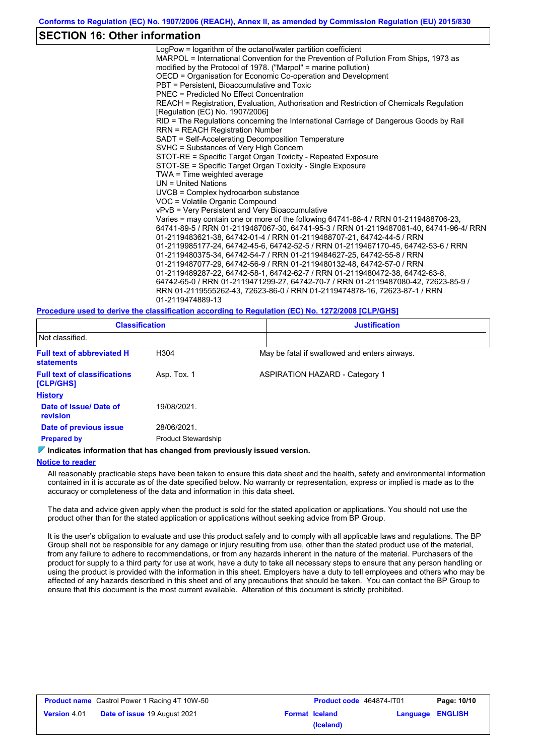## SECTION 16: Other information

LogPow = logarithm of the octanol/water partition coefficient
MARPOL = International Convention for the Prevention of Pollution From Ships, 1973 as modified by the Protocol of 1978. ("Marpol" = marine pollution)
OECD = Organisation for Economic Co-operation and Development
PBT = Persistent, Bioaccumulative and Toxic
PNEC = Predicted No Effect Concentration
REACH = Registration, Evaluation, Authorisation and Restriction of Chemicals Regulation [Regulation (EC) No. 1907/2006]
RID = The Regulations concerning the International Carriage of Dangerous Goods by Rail
RRN = REACH Registration Number
SADT = Self-Accelerating Decomposition Temperature
SVHC = Substances of Very High Concern
STOT-RE = Specific Target Organ Toxicity - Repeated Exposure
STOT-SE = Specific Target Organ Toxicity - Single Exposure
TWA = Time weighted average
UN = United Nations
UVCB = Complex hydrocarbon substance
VOC = Volatile Organic Compound
vPvB = Very Persistent and Very Bioaccumulative
Varies = may contain one or more of the following 64741-88-4 / RRN 01-2119488706-23, 64741-89-5 / RRN 01-2119487067-30, 64741-95-3 / RRN 01-2119487081-40, 64741-96-4/ RRN 01-2119483621-38, 64742-01-4 / RRN 01-2119488707-21, 64742-44-5 / RRN 01-2119985177-24, 64742-45-6, 64742-52-5 / RRN 01-2119467170-45, 64742-53-6 / RRN 01-2119480375-34, 64742-54-7 / RRN 01-2119484627-25, 64742-55-8 / RRN 01-2119487077-29, 64742-56-9 / RRN 01-2119480132-48, 64742-57-0 / RRN 01-2119489287-22, 64742-58-1, 64742-62-7 / RRN 01-2119480472-38, 64742-63-8, 64742-65-0 / RRN 01-2119471299-27, 64742-70-7 / RRN 01-2119487080-42, 72623-85-9 / RRN 01-2119555262-43, 72623-86-0 / RRN 01-2119474878-16, 72623-87-1 / RRN 01-2119474889-13

**Procedure used to derive the classification according to Regulation (EC) No. 1272/2008 [CLP/GHS]**

| Classification | Justification |
|---|---|
| Not classified. | |

**Full text of abbreviated H statements** — H304 — May be fatal if swallowed and enters airways.

**Full text of classifications [CLP/GHS]** — Asp. Tox. 1 — ASPIRATION HAZARD - Category 1

**History**

**Date of issue/ Date of revision**: 19/08/2021.

**Date of previous issue**: 28/06/2021.

**Prepared by**: Product Stewardship

**Indicates information that has changed from previously issued version.**

**Notice to reader**

All reasonably practicable steps have been taken to ensure this data sheet and the health, safety and environmental information contained in it is accurate as of the date specified below. No warranty or representation, express or implied is made as to the accuracy or completeness of the data and information in this data sheet.

The data and advice given apply when the product is sold for the stated application or applications. You should not use the product other than for the stated application or applications without seeking advice from BP Group.

It is the user's obligation to evaluate and use this product safely and to comply with all applicable laws and regulations. The BP Group shall not be responsible for any damage or injury resulting from use, other than the stated product use of the material, from any failure to adhere to recommendations, or from any hazards inherent in the nature of the material. Purchasers of the product for supply to a third party for use at work, have a duty to take all necessary steps to ensure that any person handling or using the product is provided with the information in this sheet. Employers have a duty to tell employees and others who may be affected of any hazards described in this sheet and of any precautions that should be taken. You can contact the BP Group to ensure that this document is the most current available. Alteration of this document is strictly prohibited.